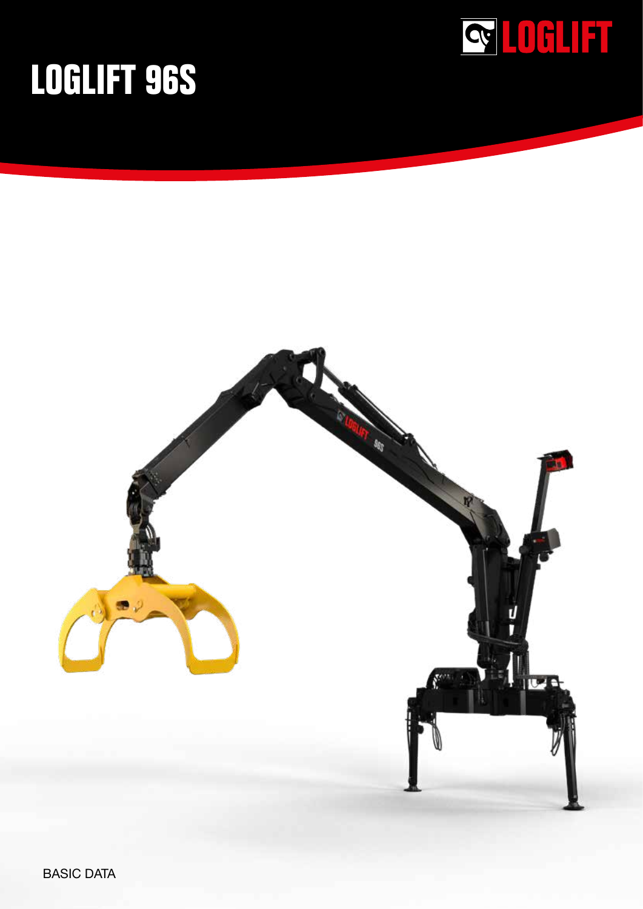# LOGLIFT 96S

BASIC DATA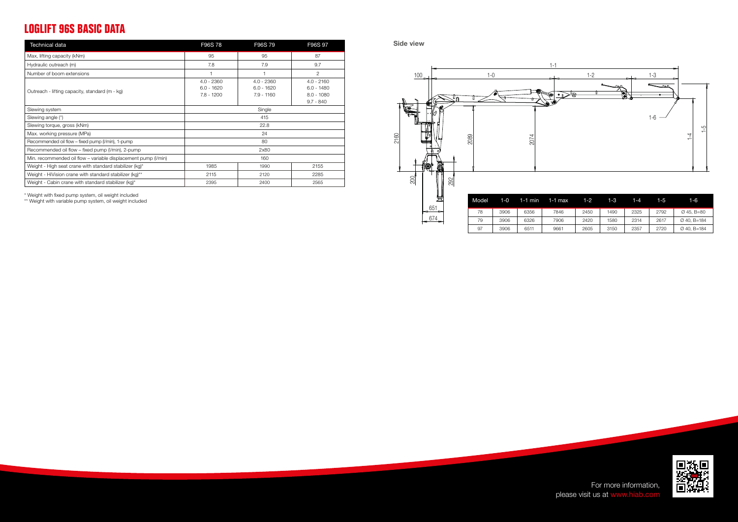# LOGLIFT 96S BASIC DATA

| Technical data | F96S 78 | F96S 79 | F96S 97 |
|---|---|---|---|
| Max. lifting capacity (kNm) | 95 | 95 | 87 |
| Hydraulic outreach (m) | 7.8 | 7.9 | 9.7 |
| Number of boom extensions | 1 | 1 | 2 |
| Outreach - lifting capacity, standard (m - kg) | 4.0 - 2360<br>6.0 - 1620<br>7.8 - 1200 | 4.0 - 2360<br>6.0 - 1620<br>7.9 - 1160 | 4.0 - 2160<br>6.0 - 1480<br>8.0 - 1080<br>9.7 - 840 |
| Slewing system | Single | | |
| Slewing angle (°) | 415 | | |
| Slewing torque, gross (kNm) | 22.8 | | |
| Max. working pressure (MPa) | 24 | | |
| Recommended oil flow – fixed pump (l/min), 1-pump | 80 | | |
| Recommended oil flow – fixed pump (l/min), 2-pump | 2x80 | | |
| Min. recommended oil flow – variable displacement pump (l/min) | 160 | | |
| Weight - High seat crane with standard stabilizer (kg)* | 1985 | 1990 | 2155 |
| Weight - HiVision crane with standard stabilizer (kg)** | 2115 | 2120 | 2285 |
| Weight - Cabin crane with standard stabilizer (kg)* | 2395 | 2400 | 2565 |

\* Weight with fixed pump system, oil weight included

\*\* Weight with variable pump system, oil weight included

**Side view**

| Model | 1-0 | 1-1 min | 1-1 max | 1-2 | 1-3 | 1-4 | 1-5 | 1-6 |
|---|---|---|---|---|---|---|---|---|
| 78 | 3906 | 6356 | 7846 | 2450 | 1490 | 2325 | 2792 | Ø 45, B=80 |
| 79 | 3906 | 6326 | 7906 | 2420 | 1580 | 2314 | 2617 | Ø 40, B=184 |
| 97 | 3906 | 6511 | 9661 | 2605 | 3150 | 2357 | 2720 | Ø 40, B=184 |

For more information, please visit us at www.hiab.com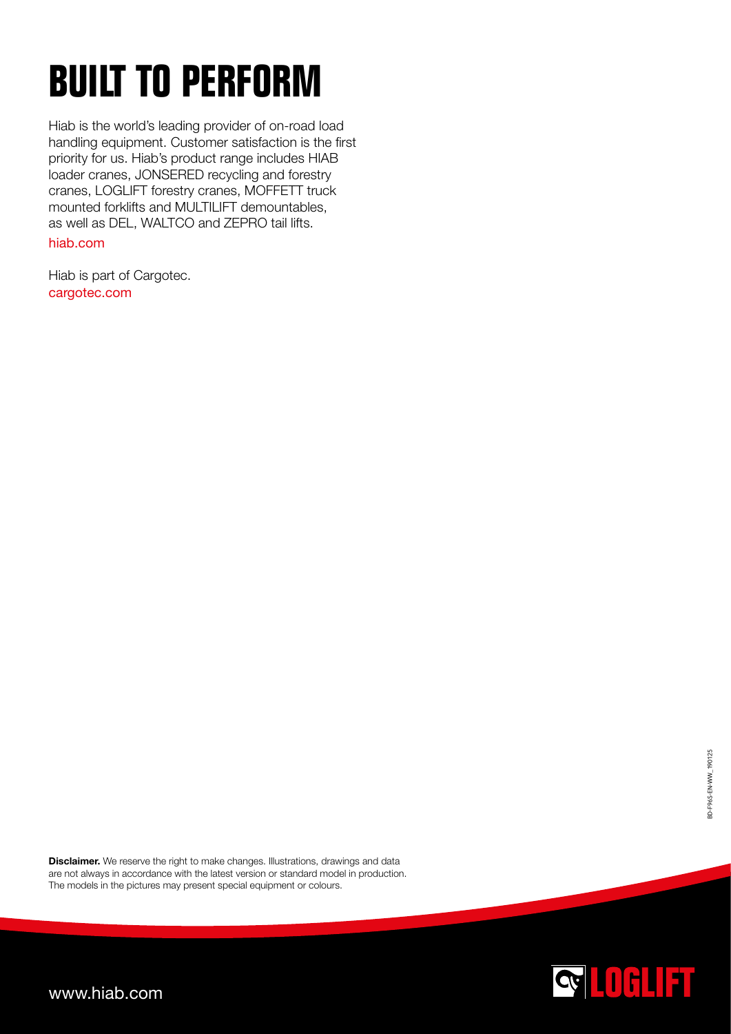# BUILT TO PERFORM

Hiab is the world's leading provider of on-road load handling equipment. Customer satisfaction is the first priority for us. Hiab's product range includes HIAB loader cranes, JONSERED recycling and forestry cranes, LOGLIFT forestry cranes, MOFFETT truck mounted forklifts and MULTILIFT demountables, as well as DEL, WALTCO and ZEPRO tail lifts.

hiab.com

Hiab is part of Cargotec.
cargotec.com

BD-F965-EN-WW_190125

**Disclaimer.** We reserve the right to make changes. Illustrations, drawings and data are not always in accordance with the latest version or standard model in production. The models in the pictures may present special equipment or colours.

www.hiab.com

LOGLIFT